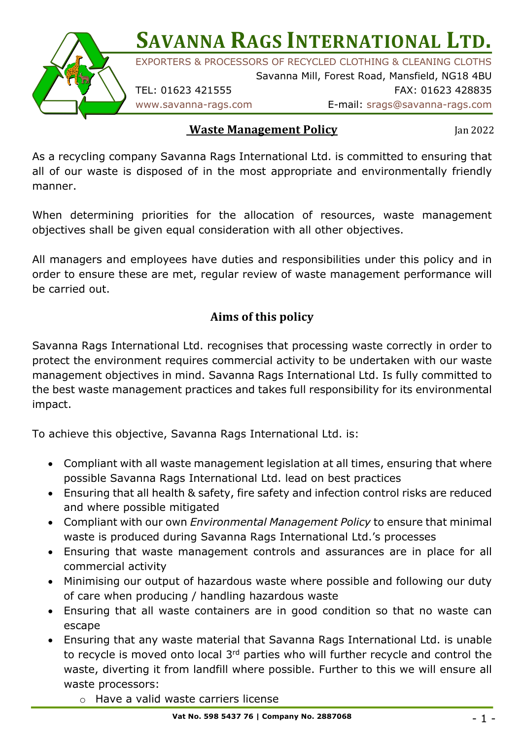# SAVANNA RAGS INTERNATIONAL LTD.

EXPORTERS & PROCESSORS OF RECYCLED CLOTHING & CLEANING CLOTHS

Savanna Mill, Forest Road, Mansfield, NG18 4BU

TEL: 01623 421555 FAX: 01623 428835

www.savanna-rags.com E-mail: srags@savanna-rags.com

## Waste Management Policy

Jan 2022

As a recycling company Savanna Rags International Ltd. is committed to ensuring that all of our waste is disposed of in the most appropriate and environmentally friendly manner.

When determining priorities for the allocation of resources, waste management objectives shall be given equal consideration with all other objectives.

All managers and employees have duties and responsibilities under this policy and in order to ensure these are met, regular review of waste management performance will be carried out.

### Aims of this policy

Savanna Rags International Ltd. recognises that processing waste correctly in order to protect the environment requires commercial activity to be undertaken with our waste management objectives in mind. Savanna Rags International Ltd. Is fully committed to the best waste management practices and takes full responsibility for its environmental impact.

To achieve this objective, Savanna Rags International Ltd. is:

- Compliant with all waste management legislation at all times, ensuring that where possible Savanna Rags International Ltd. lead on best practices
- Ensuring that all health & safety, fire safety and infection control risks are reduced and where possible mitigated
- Compliant with our own *Environmental Management Policy* to ensure that minimal waste is produced during Savanna Rags International Ltd.'s processes
- Ensuring that waste management controls and assurances are in place for all commercial activity
- Minimising our output of hazardous waste where possible and following our duty of care when producing / handling hazardous waste
- Ensuring that all waste containers are in good condition so that no waste can escape
- Ensuring that any waste material that Savanna Rags International Ltd. is unable to recycle is moved onto local 3rd parties who will further recycle and control the waste, diverting it from landfill where possible. Further to this we will ensure all waste processors:
    - Have a valid waste carriers license

Vat No. 598 5437 76 | Company No. 2887068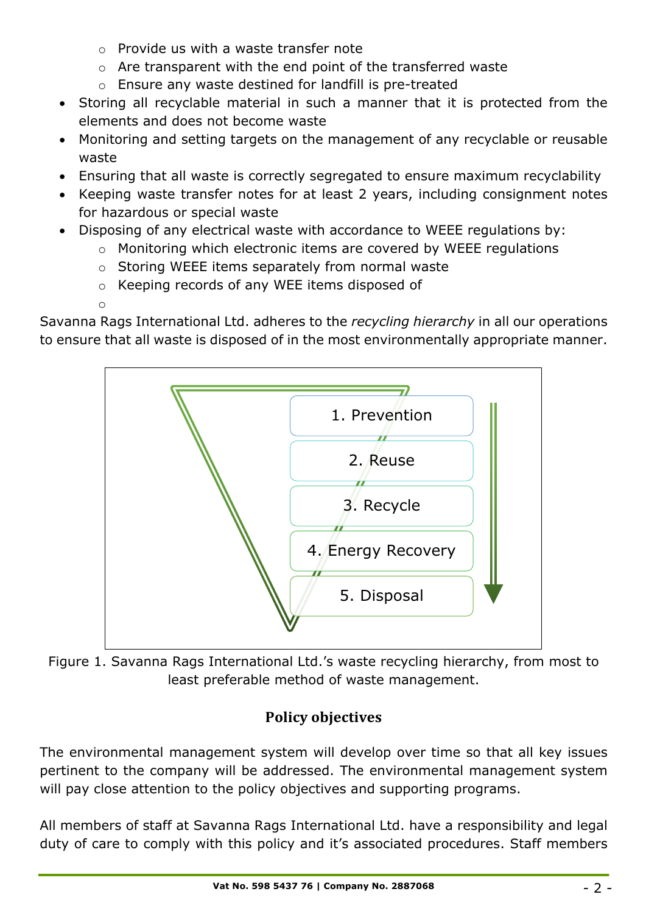- Provide us with a waste transfer note
  - Are transparent with the end point of the transferred waste
  - Ensure any waste destined for landfill is pre-treated
- Storing all recyclable material in such a manner that it is protected from the elements and does not become waste
- Monitoring and setting targets on the management of any recyclable or reusable waste
- Ensuring that all waste is correctly segregated to ensure maximum recyclability
- Keeping waste transfer notes for at least 2 years, including consignment notes for hazardous or special waste
- Disposing of any electrical waste with accordance to WEEE regulations by:
  - Monitoring which electronic items are covered by WEEE regulations
  - Storing WEEE items separately from normal waste
  - Keeping records of any WEE items disposed of

Savanna Rags International Ltd. adheres to the *recycling hierarchy* in all our operations to ensure that all waste is disposed of in the most environmentally appropriate manner.

1. Prevention
2. Reuse
3. Recycle
4. Energy Recovery
5. Disposal

Figure 1. Savanna Rags International Ltd.'s waste recycling hierarchy, from most to least preferable method of waste management.

## Policy objectives

The environmental management system will develop over time so that all key issues pertinent to the company will be addressed. The environmental management system will pay close attention to the policy objectives and supporting programs.

All members of staff at Savanna Rags International Ltd. have a responsibility and legal duty of care to comply with this policy and it's associated procedures. Staff members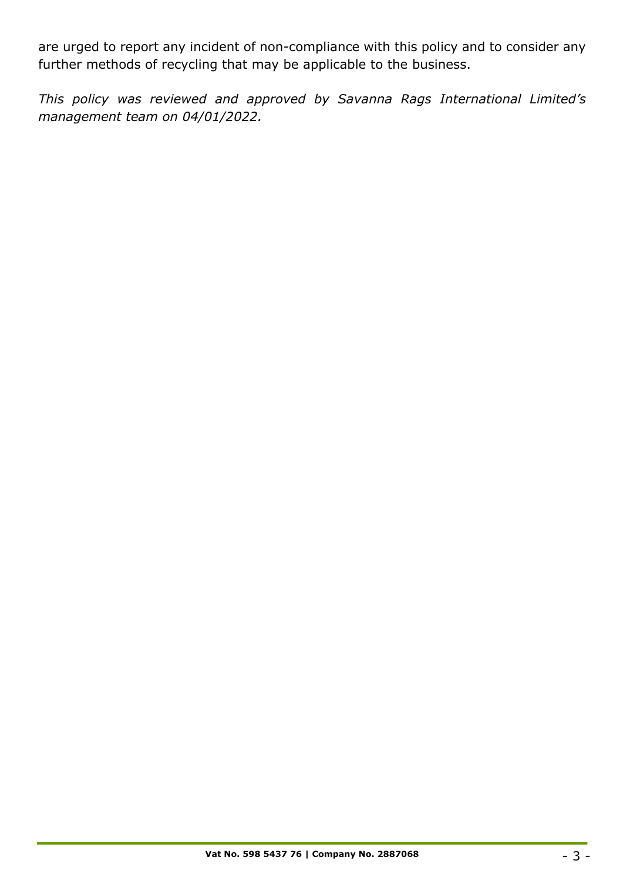are urged to report any incident of non-compliance with this policy and to consider any further methods of recycling that may be applicable to the business.

*This policy was reviewed and approved by Savanna Rags International Limited's management team on 04/01/2022.*